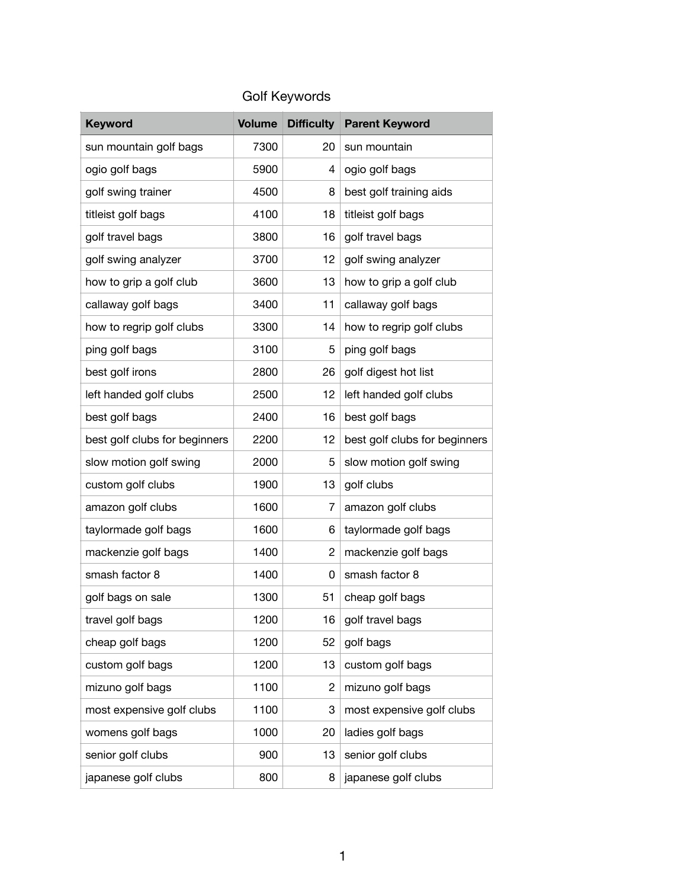# Golf Keywords

| Keyword | Volume | Difficulty | Parent Keyword |
|---|---|---|---|
| sun mountain golf bags | 7300 | 20 | sun mountain |
| ogio golf bags | 5900 | 4 | ogio golf bags |
| golf swing trainer | 4500 | 8 | best golf training aids |
| titleist golf bags | 4100 | 18 | titleist golf bags |
| golf travel bags | 3800 | 16 | golf travel bags |
| golf swing analyzer | 3700 | 12 | golf swing analyzer |
| how to grip a golf club | 3600 | 13 | how to grip a golf club |
| callaway golf bags | 3400 | 11 | callaway golf bags |
| how to regrip golf clubs | 3300 | 14 | how to regrip golf clubs |
| ping golf bags | 3100 | 5 | ping golf bags |
| best golf irons | 2800 | 26 | golf digest hot list |
| left handed golf clubs | 2500 | 12 | left handed golf clubs |
| best golf bags | 2400 | 16 | best golf bags |
| best golf clubs for beginners | 2200 | 12 | best golf clubs for beginners |
| slow motion golf swing | 2000 | 5 | slow motion golf swing |
| custom golf clubs | 1900 | 13 | golf clubs |
| amazon golf clubs | 1600 | 7 | amazon golf clubs |
| taylormade golf bags | 1600 | 6 | taylormade golf bags |
| mackenzie golf bags | 1400 | 2 | mackenzie golf bags |
| smash factor 8 | 1400 | 0 | smash factor 8 |
| golf bags on sale | 1300 | 51 | cheap golf bags |
| travel golf bags | 1200 | 16 | golf travel bags |
| cheap golf bags | 1200 | 52 | golf bags |
| custom golf bags | 1200 | 13 | custom golf bags |
| mizuno golf bags | 1100 | 2 | mizuno golf bags |
| most expensive golf clubs | 1100 | 3 | most expensive golf clubs |
| womens golf bags | 1000 | 20 | ladies golf bags |
| senior golf clubs | 900 | 13 | senior golf clubs |
| japanese golf clubs | 800 | 8 | japanese golf clubs |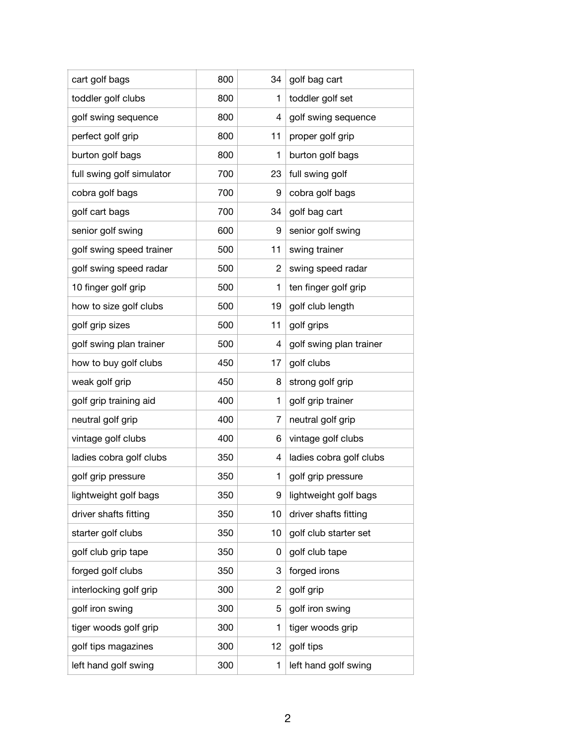| | | | |
|---|---|---|---|
| cart golf bags | 800 | 34 | golf bag cart |
| toddler golf clubs | 800 | 1 | toddler golf set |
| golf swing sequence | 800 | 4 | golf swing sequence |
| perfect golf grip | 800 | 11 | proper golf grip |
| burton golf bags | 800 | 1 | burton golf bags |
| full swing golf simulator | 700 | 23 | full swing golf |
| cobra golf bags | 700 | 9 | cobra golf bags |
| golf cart bags | 700 | 34 | golf bag cart |
| senior golf swing | 600 | 9 | senior golf swing |
| golf swing speed trainer | 500 | 11 | swing trainer |
| golf swing speed radar | 500 | 2 | swing speed radar |
| 10 finger golf grip | 500 | 1 | ten finger golf grip |
| how to size golf clubs | 500 | 19 | golf club length |
| golf grip sizes | 500 | 11 | golf grips |
| golf swing plan trainer | 500 | 4 | golf swing plan trainer |
| how to buy golf clubs | 450 | 17 | golf clubs |
| weak golf grip | 450 | 8 | strong golf grip |
| golf grip training aid | 400 | 1 | golf grip trainer |
| neutral golf grip | 400 | 7 | neutral golf grip |
| vintage golf clubs | 400 | 6 | vintage golf clubs |
| ladies cobra golf clubs | 350 | 4 | ladies cobra golf clubs |
| golf grip pressure | 350 | 1 | golf grip pressure |
| lightweight golf bags | 350 | 9 | lightweight golf bags |
| driver shafts fitting | 350 | 10 | driver shafts fitting |
| starter golf clubs | 350 | 10 | golf club starter set |
| golf club grip tape | 350 | 0 | golf club tape |
| forged golf clubs | 350 | 3 | forged irons |
| interlocking golf grip | 300 | 2 | golf grip |
| golf iron swing | 300 | 5 | golf iron swing |
| tiger woods golf grip | 300 | 1 | tiger woods grip |
| golf tips magazines | 300 | 12 | golf tips |
| left hand golf swing | 300 | 1 | left hand golf swing |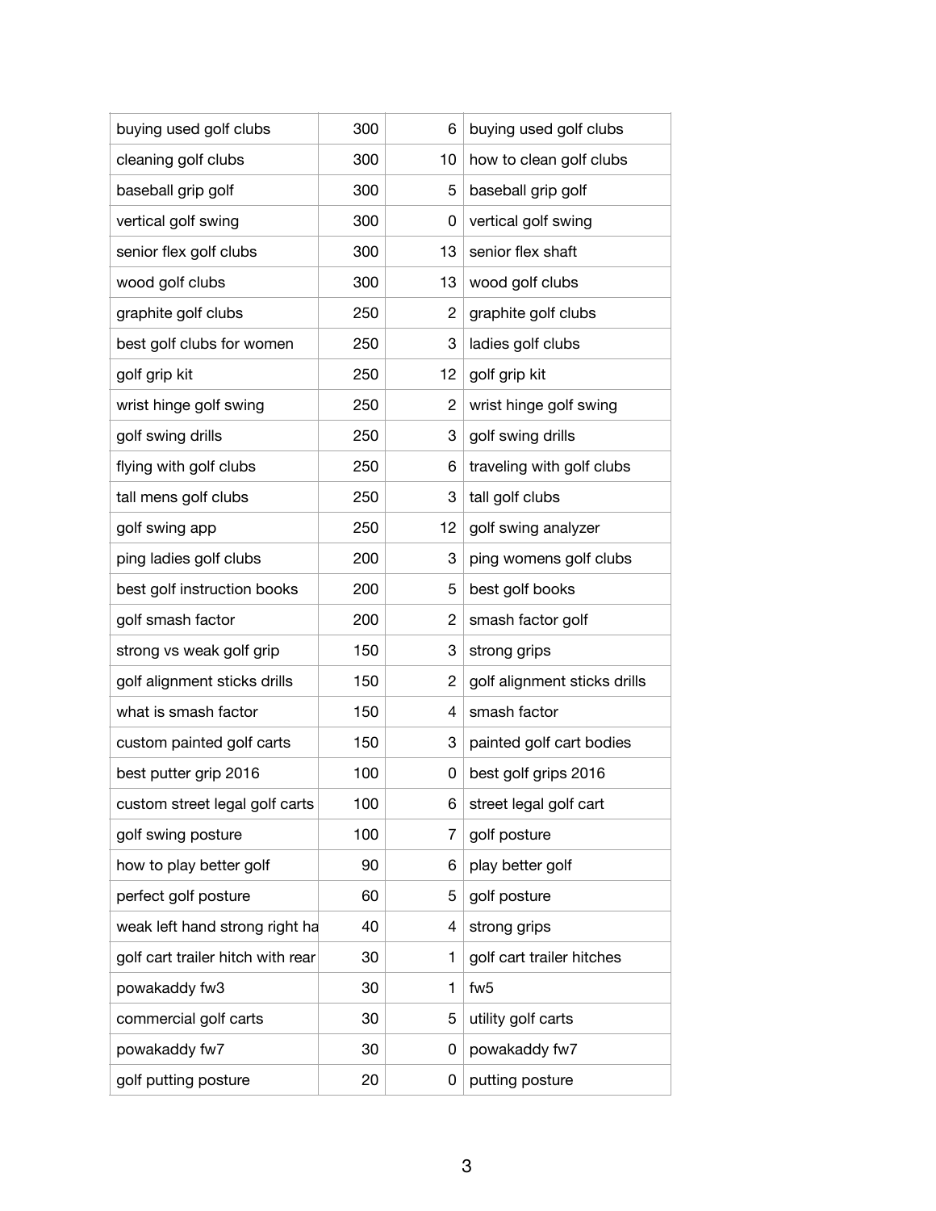| buying used golf clubs | 300 | 6 | buying used golf clubs |
|---|---|---|---|
| cleaning golf clubs | 300 | 10 | how to clean golf clubs |
| baseball grip golf | 300 | 5 | baseball grip golf |
| vertical golf swing | 300 | 0 | vertical golf swing |
| senior flex golf clubs | 300 | 13 | senior flex shaft |
| wood golf clubs | 300 | 13 | wood golf clubs |
| graphite golf clubs | 250 | 2 | graphite golf clubs |
| best golf clubs for women | 250 | 3 | ladies golf clubs |
| golf grip kit | 250 | 12 | golf grip kit |
| wrist hinge golf swing | 250 | 2 | wrist hinge golf swing |
| golf swing drills | 250 | 3 | golf swing drills |
| flying with golf clubs | 250 | 6 | traveling with golf clubs |
| tall mens golf clubs | 250 | 3 | tall golf clubs |
| golf swing app | 250 | 12 | golf swing analyzer |
| ping ladies golf clubs | 200 | 3 | ping womens golf clubs |
| best golf instruction books | 200 | 5 | best golf books |
| golf smash factor | 200 | 2 | smash factor golf |
| strong vs weak golf grip | 150 | 3 | strong grips |
| golf alignment sticks drills | 150 | 2 | golf alignment sticks drills |
| what is smash factor | 150 | 4 | smash factor |
| custom painted golf carts | 150 | 3 | painted golf cart bodies |
| best putter grip 2016 | 100 | 0 | best golf grips 2016 |
| custom street legal golf carts | 100 | 6 | street legal golf cart |
| golf swing posture | 100 | 7 | golf posture |
| how to play better golf | 90 | 6 | play better golf |
| perfect golf posture | 60 | 5 | golf posture |
| weak left hand strong right ha | 40 | 4 | strong grips |
| golf cart trailer hitch with rear | 30 | 1 | golf cart trailer hitches |
| powakaddy fw3 | 30 | 1 | fw5 |
| commercial golf carts | 30 | 5 | utility golf carts |
| powakaddy fw7 | 30 | 0 | powakaddy fw7 |
| golf putting posture | 20 | 0 | putting posture |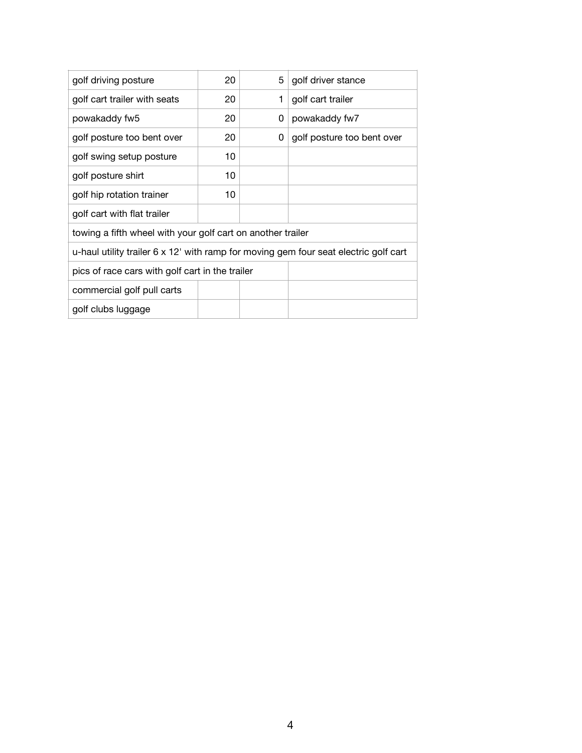| | | | |
|---|---|---|---|
| golf driving posture | 20 | 5 | golf driver stance |
| golf cart trailer with seats | 20 | 1 | golf cart trailer |
| powakaddy fw5 | 20 | 0 | powakaddy fw7 |
| golf posture too bent over | 20 | 0 | golf posture too bent over |
| golf swing setup posture | 10 | | |
| golf posture shirt | 10 | | |
| golf hip rotation trainer | 10 | | |
| golf cart with flat trailer | | | |
| towing a fifth wheel with your golf cart on another trailer | | | |
| u-haul utility trailer 6 x 12' with ramp for moving gem four seat electric golf cart | | | |
| pics of race cars with golf cart in the trailer | | | |
| commercial golf pull carts | | | |
| golf clubs luggage | | | |